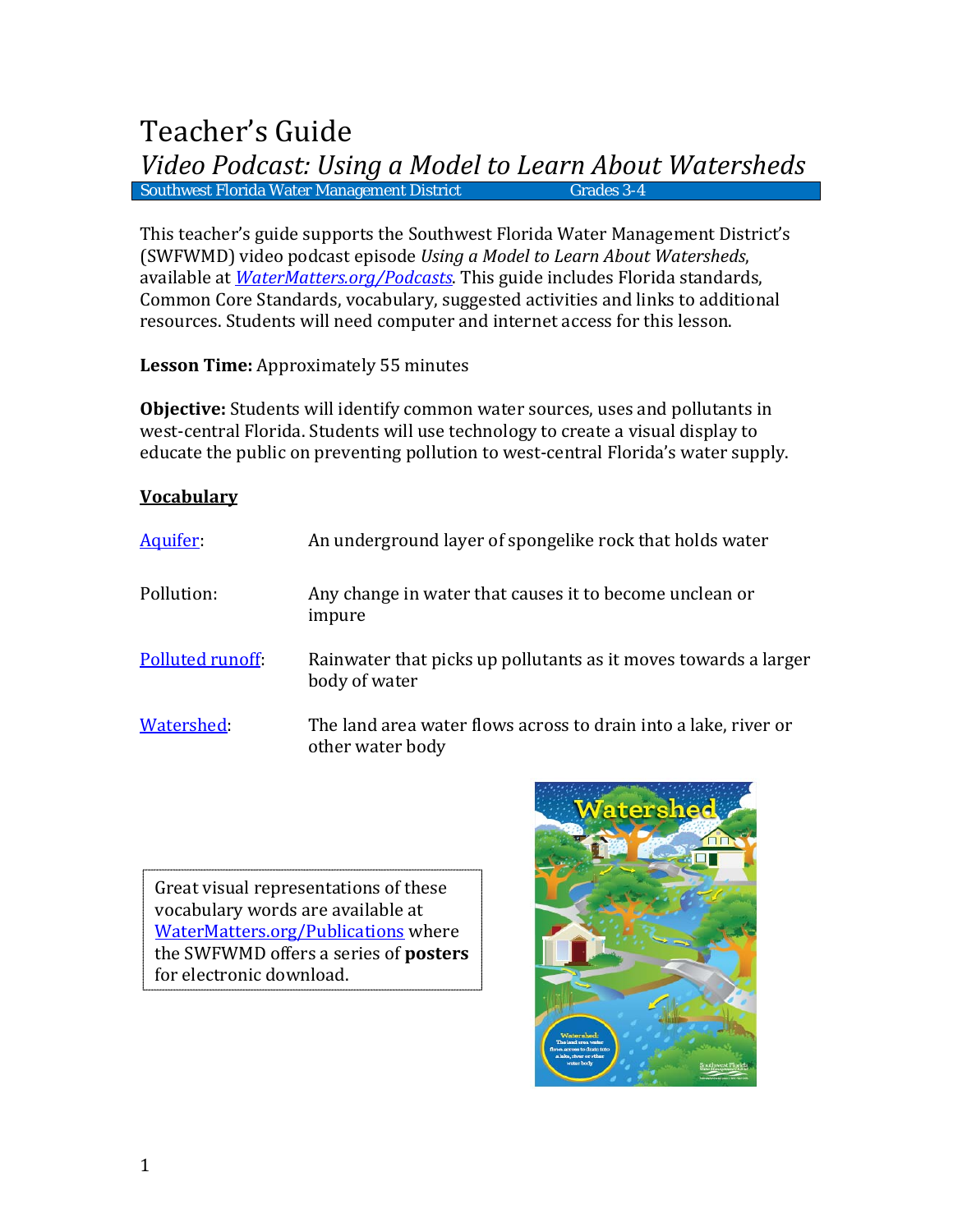# Teacher's Guide

## *Video Podcast: Using a Model to Learn About Watersheds*

Southwest Florida Water Management District | Grades 3-4

This teacher's guide supports the Southwest Florida Water Management District's (SWFWMD) video podcast episode *Using a Model to Learn About Watersheds*, available at *WaterMatters.org/Podcasts*. This guide includes Florida standards, Common Core Standards, vocabulary, suggested activities and links to additional resources. Students will need computer and internet access for this lesson.

**Lesson Time:** Approximately 55 minutes

**Objective:** Students will identify common water sources, uses and pollutants in west-central Florida. Students will use technology to create a visual display to educate the public on preventing pollution to west-central Florida's water supply.

### Vocabulary

| | |
|---|---|
| Aquifer: | An underground layer of spongelike rock that holds water |
| Pollution: | Any change in water that causes it to become unclean or impure |
| Polluted runoff: | Rainwater that picks up pollutants as it moves towards a larger body of water |
| Watershed: | The land area water flows across to drain into a lake, river or other water body |

Great visual representations of these vocabulary words are available at WaterMatters.org/Publications where the SWFWMD offers a series of **posters** for electronic download.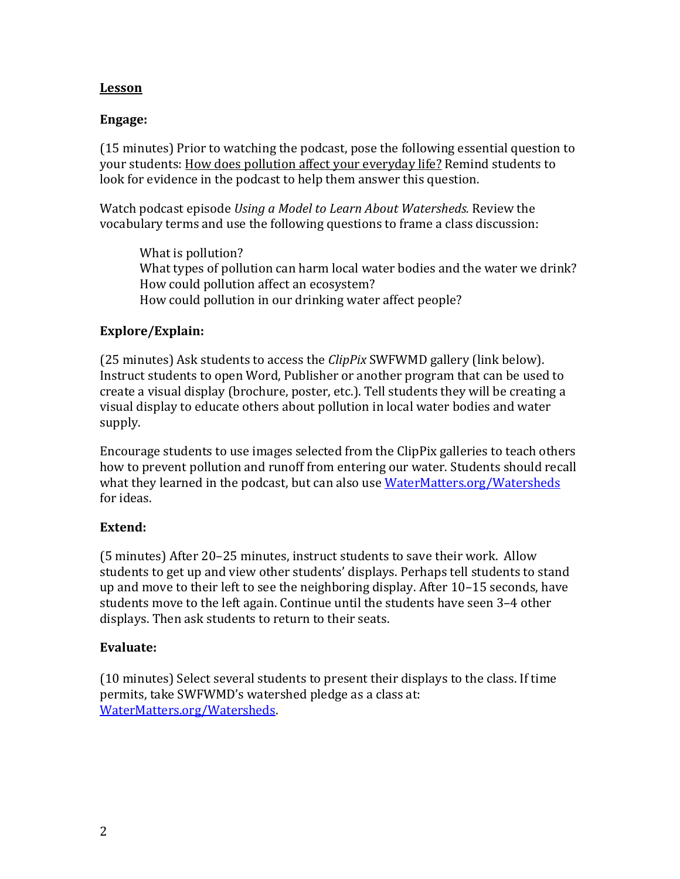## Lesson

### Engage:

(15 minutes) Prior to watching the podcast, pose the following essential question to your students: How does pollution affect your everyday life? Remind students to look for evidence in the podcast to help them answer this question.

Watch podcast episode *Using a Model to Learn About Watersheds.* Review the vocabulary terms and use the following questions to frame a class discussion:

> What is pollution?
> What types of pollution can harm local water bodies and the water we drink?
> How could pollution affect an ecosystem?
> How could pollution in our drinking water affect people?

### Explore/Explain:

(25 minutes) Ask students to access the *ClipPix* SWFWMD gallery (link below). Instruct students to open Word, Publisher or another program that can be used to create a visual display (brochure, poster, etc.). Tell students they will be creating a visual display to educate others about pollution in local water bodies and water supply.

Encourage students to use images selected from the ClipPix galleries to teach others how to prevent pollution and runoff from entering our water. Students should recall what they learned in the podcast, but can also use WaterMatters.org/Watersheds for ideas.

### Extend:

(5 minutes) After 20–25 minutes, instruct students to save their work. Allow students to get up and view other students' displays. Perhaps tell students to stand up and move to their left to see the neighboring display. After 10–15 seconds, have students move to the left again. Continue until the students have seen 3–4 other displays. Then ask students to return to their seats.

### Evaluate:

(10 minutes) Select several students to present their displays to the class. If time permits, take SWFWMD's watershed pledge as a class at: WaterMatters.org/Watersheds.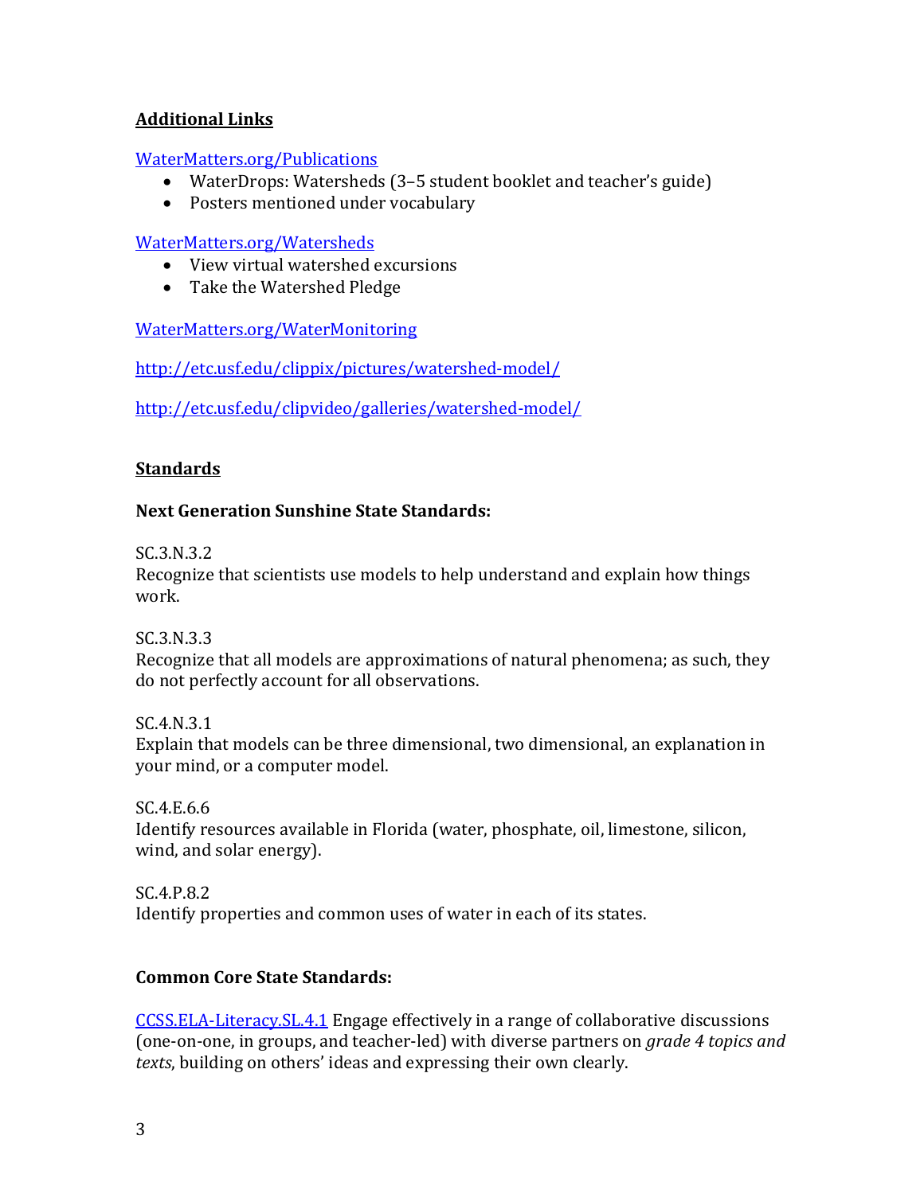## Additional Links

[WaterMatters.org/Publications](WaterMatters.org/Publications)

- WaterDrops: Watersheds (3–5 student booklet and teacher's guide)
- Posters mentioned under vocabulary

[WaterMatters.org/Watersheds](WaterMatters.org/Watersheds)

- View virtual watershed excursions
- Take the Watershed Pledge

[WaterMatters.org/WaterMonitoring](WaterMatters.org/WaterMonitoring)

http://etc.usf.edu/clippix/pictures/watershed-model/

http://etc.usf.edu/clipvideo/galleries/watershed-model/

## Standards

### Next Generation Sunshine State Standards:

SC.3.N.3.2
Recognize that scientists use models to help understand and explain how things work.

SC.3.N.3.3
Recognize that all models are approximations of natural phenomena; as such, they do not perfectly account for all observations.

SC.4.N.3.1
Explain that models can be three dimensional, two dimensional, an explanation in your mind, or a computer model.

SC.4.E.6.6
Identify resources available in Florida (water, phosphate, oil, limestone, silicon, wind, and solar energy).

SC.4.P.8.2
Identify properties and common uses of water in each of its states.

### Common Core State Standards:

CCSS.ELA-Literacy.SL.4.1 Engage effectively in a range of collaborative discussions (one-on-one, in groups, and teacher-led) with diverse partners on *grade 4 topics and texts*, building on others' ideas and expressing their own clearly.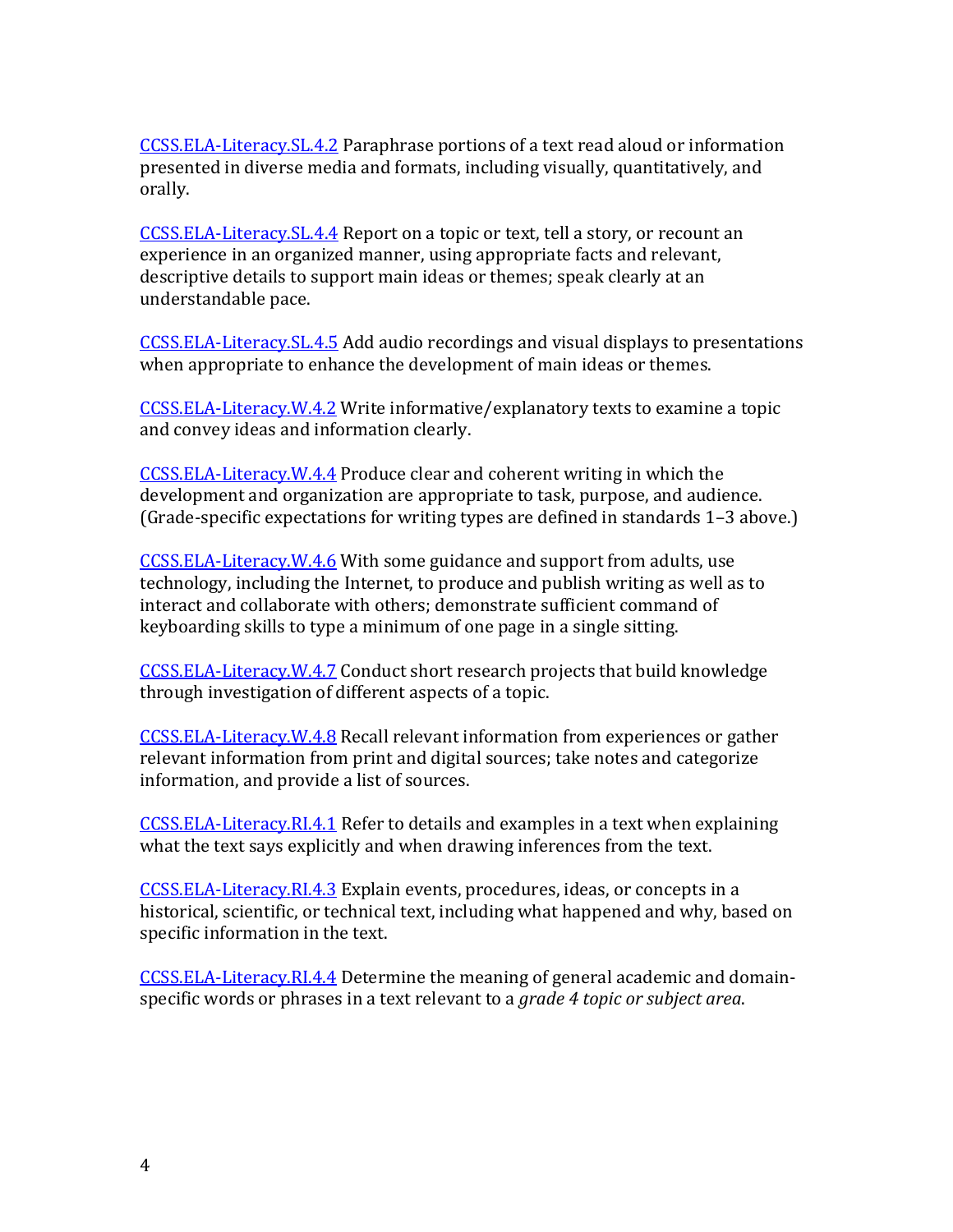CCSS.ELA-Literacy.SL.4.2 Paraphrase portions of a text read aloud or information presented in diverse media and formats, including visually, quantitatively, and orally.

CCSS.ELA-Literacy.SL.4.4 Report on a topic or text, tell a story, or recount an experience in an organized manner, using appropriate facts and relevant, descriptive details to support main ideas or themes; speak clearly at an understandable pace.

CCSS.ELA-Literacy.SL.4.5 Add audio recordings and visual displays to presentations when appropriate to enhance the development of main ideas or themes.

CCSS.ELA-Literacy.W.4.2 Write informative/explanatory texts to examine a topic and convey ideas and information clearly.

CCSS.ELA-Literacy.W.4.4 Produce clear and coherent writing in which the development and organization are appropriate to task, purpose, and audience. (Grade-specific expectations for writing types are defined in standards 1–3 above.)

CCSS.ELA-Literacy.W.4.6 With some guidance and support from adults, use technology, including the Internet, to produce and publish writing as well as to interact and collaborate with others; demonstrate sufficient command of keyboarding skills to type a minimum of one page in a single sitting.

CCSS.ELA-Literacy.W.4.7 Conduct short research projects that build knowledge through investigation of different aspects of a topic.

CCSS.ELA-Literacy.W.4.8 Recall relevant information from experiences or gather relevant information from print and digital sources; take notes and categorize information, and provide a list of sources.

CCSS.ELA-Literacy.RI.4.1 Refer to details and examples in a text when explaining what the text says explicitly and when drawing inferences from the text.

CCSS.ELA-Literacy.RI.4.3 Explain events, procedures, ideas, or concepts in a historical, scientific, or technical text, including what happened and why, based on specific information in the text.

CCSS.ELA-Literacy.RI.4.4 Determine the meaning of general academic and domain-specific words or phrases in a text relevant to a *grade 4 topic or subject area*.